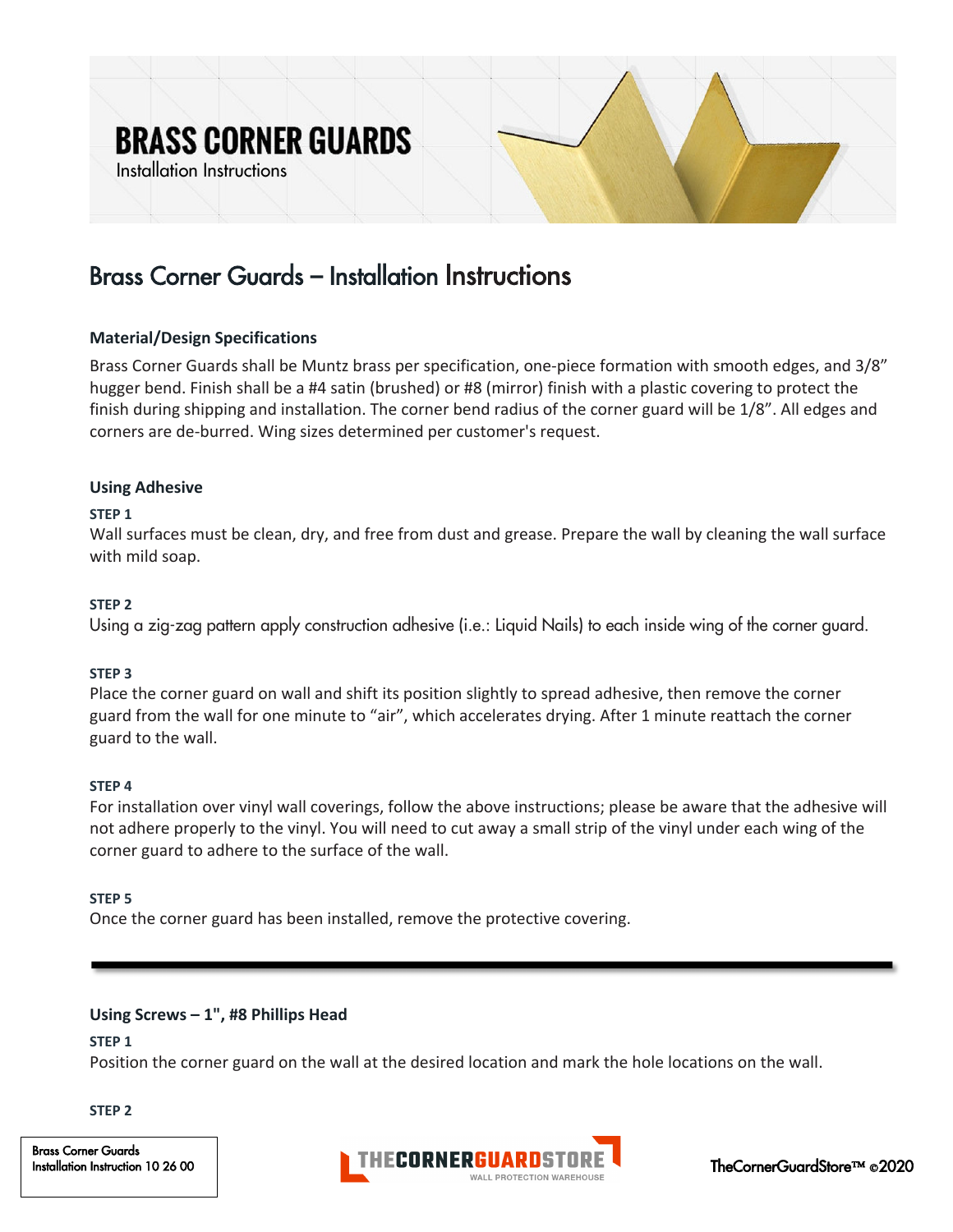# BRASS CORNER GUARDS

Installation Instructions

## Brass Corner Guards – Installation Instructions

### Material/Design Specifications

Brass Corner Guards shall be Muntz brass per specification, one-piece formation with smooth edges, and 3/8" hugger bend. Finish shall be a #4 satin (brushed) or #8 (mirror) finish with a plastic covering to protect the finish during shipping and installation. The corner bend radius of the corner guard will be 1/8". All edges and corners are de-burred. Wing sizes determined per customer's request.

### Using Adhesive

**STEP 1**

Wall surfaces must be clean, dry, and free from dust and grease. Prepare the wall by cleaning the wall surface with mild soap.

**STEP 2**

Using a zig-zag pattern apply construction adhesive (i.e.: Liquid Nails) to each inside wing of the corner guard.

**STEP 3**

Place the corner guard on wall and shift its position slightly to spread adhesive, then remove the corner guard from the wall for one minute to "air", which accelerates drying. After 1 minute reattach the corner guard to the wall.

**STEP 4**

For installation over vinyl wall coverings, follow the above instructions; please be aware that the adhesive will not adhere properly to the vinyl. You will need to cut away a small strip of the vinyl under each wing of the corner guard to adhere to the surface of the wall.

**STEP 5**

Once the corner guard has been installed, remove the protective covering.

---

### Using Screws – 1", #8 Phillips Head

**STEP 1**

Position the corner guard on the wall at the desired location and mark the hole locations on the wall.

**STEP 2**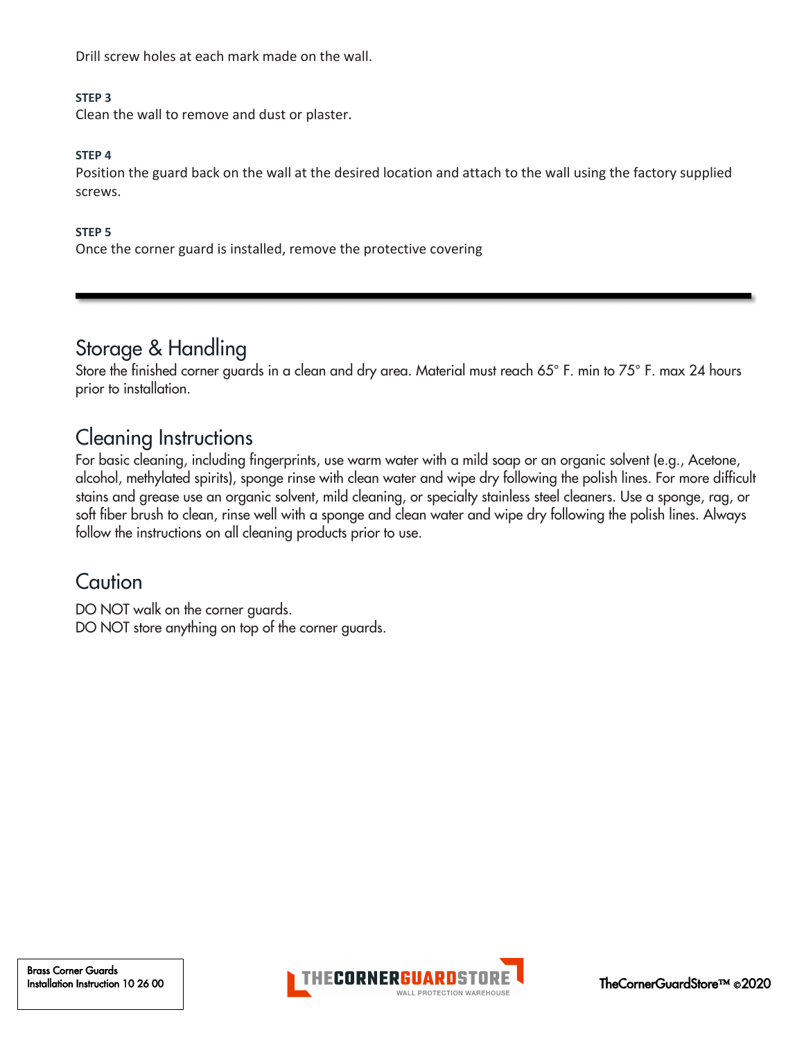Drill screw holes at each mark made on the wall.

**STEP 3**
Clean the wall to remove and dust or plaster.

**STEP 4**
Position the guard back on the wall at the desired location and attach to the wall using the factory supplied screws.

**STEP 5**
Once the corner guard is installed, remove the protective covering

---

## Storage & Handling

Store the finished corner guards in a clean and dry area. Material must reach 65° F. min to 75° F. max 24 hours prior to installation.

## Cleaning Instructions

For basic cleaning, including fingerprints, use warm water with a mild soap or an organic solvent (e.g., Acetone, alcohol, methylated spirits), sponge rinse with clean water and wipe dry following the polish lines. For more difficult stains and grease use an organic solvent, mild cleaning, or specialty stainless steel cleaners. Use a sponge, rag, or soft fiber brush to clean, rinse well with a sponge and clean water and wipe dry following the polish lines. Always follow the instructions on all cleaning products prior to use.

## Caution

DO NOT walk on the corner guards.
DO NOT store anything on top of the corner guards.